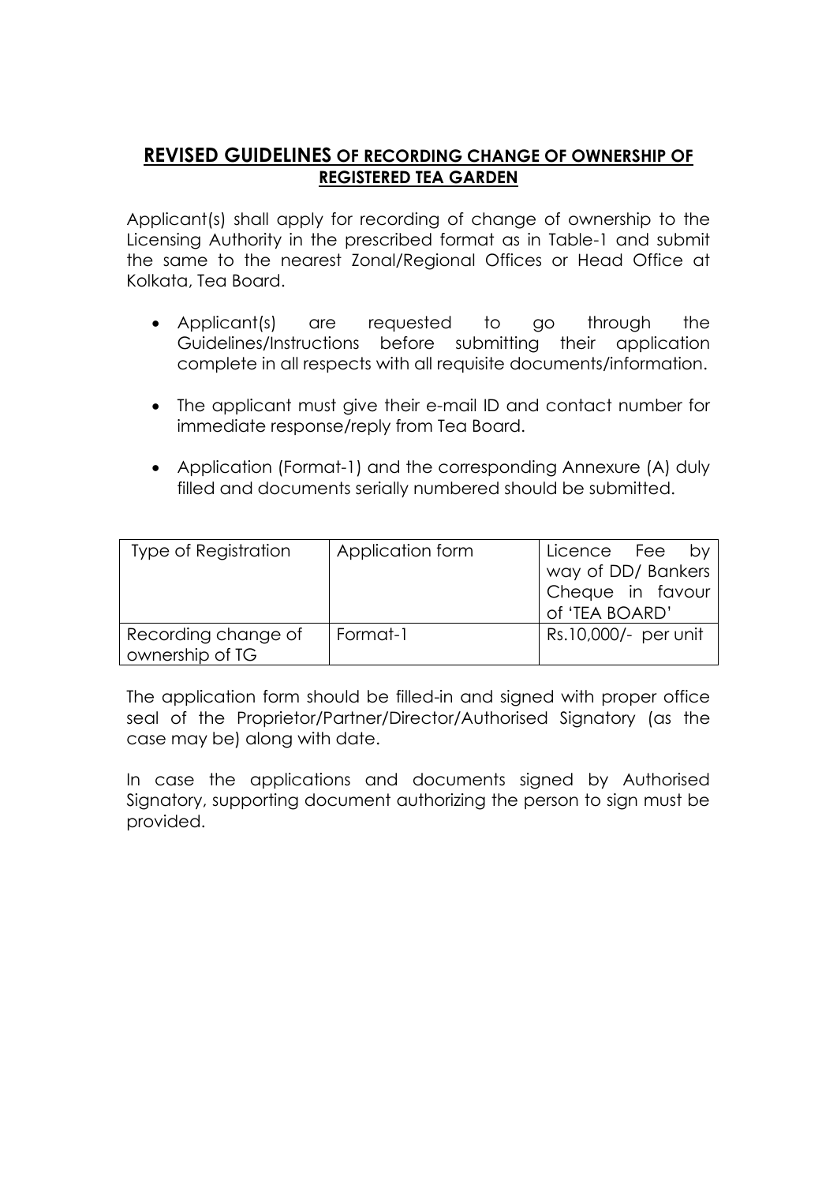## **REVISED GUIDELINES OF RECORDING CHANGE OF OWNERSHIP OF REGISTERED TEA GARDEN**

Applicant(s) shall apply for recording of change of ownership to the Licensing Authority in the prescribed format as in Table-1 and submit the same to the nearest Zonal/Regional Offices or Head Office at Kolkata, Tea Board.

- Applicant(s) are requested to go through the Guidelines/Instructions before submitting their application complete in all respects with all requisite documents/information.
- The applicant must give their e-mail ID and contact number for immediate response/reply from Tea Board.
- Application (Format-1) and the corresponding Annexure (A) duly filled and documents serially numbered should be submitted.

| Type of Registration | Application form | Licence Fee by way of DD/ Bankers Cheque in favour of 'TEA BOARD' |
|---|---|---|
| Recording change of ownership of TG | Format-1 | Rs.10,000/- per unit |

The application form should be filled-in and signed with proper office seal of the Proprietor/Partner/Director/Authorised Signatory (as the case may be) along with date.

In case the applications and documents signed by Authorised Signatory, supporting document authorizing the person to sign must be provided.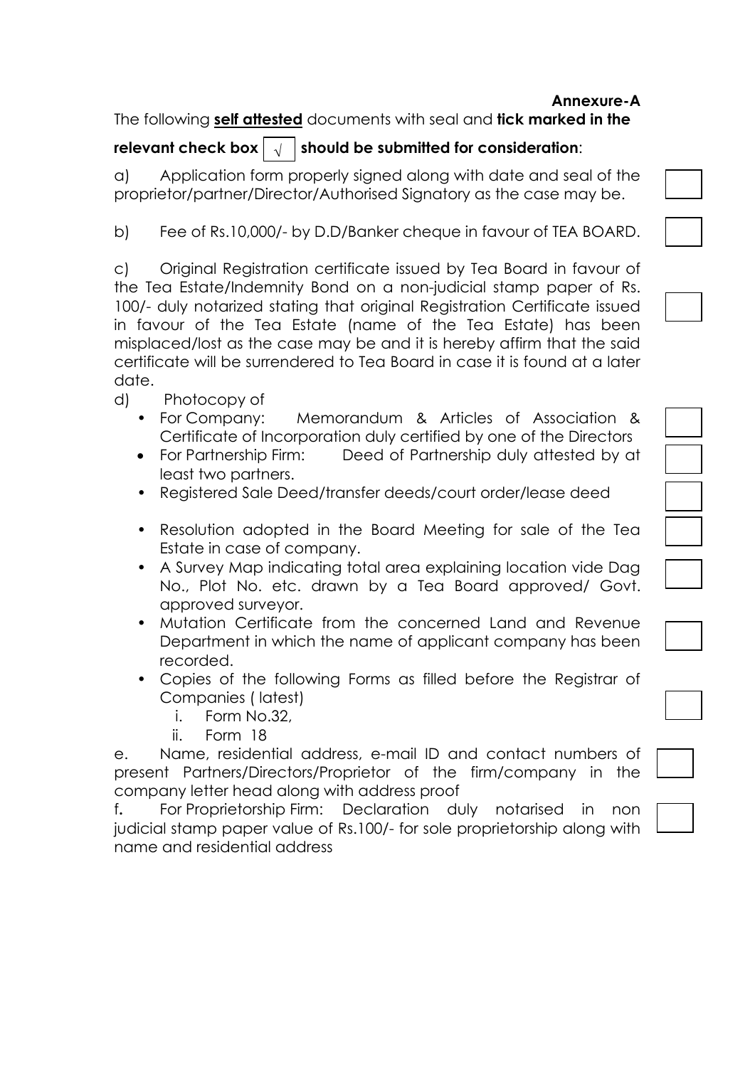**Annexure-A**

The following **self attested** documents with seal and **tick marked in the relevant check box [√] should be submitted for consideration**:

a) Application form properly signed along with date and seal of the proprietor/partner/Director/Authorised Signatory as the case may be. ☐

b) Fee of Rs.10,000/- by D.D/Banker cheque in favour of TEA BOARD. ☐

c) Original Registration certificate issued by Tea Board in favour of the Tea Estate/Indemnity Bond on a non-judicial stamp paper of Rs. 100/- duly notarized stating that original Registration Certificate issued in favour of the Tea Estate (name of the Tea Estate) has been misplaced/lost as the case may be and it is hereby affirm that the said certificate will be surrendered to Tea Board in case it is found at a later date. ☐

d) Photocopy of

- For Company: Memorandum & Articles of Association & Certificate of Incorporation duly certified by one of the Directors ☐
- For Partnership Firm: Deed of Partnership duly attested by at least two partners. ☐
- Registered Sale Deed/transfer deeds/court order/lease deed ☐
- Resolution adopted in the Board Meeting for sale of the Tea Estate in case of company. ☐
- A Survey Map indicating total area explaining location vide Dag No., Plot No. etc. drawn by a Tea Board approved/ Govt. approved surveyor. ☐
- Mutation Certificate from the concerned Land and Revenue Department in which the name of applicant company has been recorded. ☐
- Copies of the following Forms as filled before the Registrar of Companies ( latest) ☐
  1. Form No.32,
  2. Form 18

e. Name, residential address, e-mail ID and contact numbers of present Partners/Directors/Proprietor of the firm/company in the company letter head along with address proof ☐

f. For Proprietorship Firm: Declaration duly notarised in non judicial stamp paper value of Rs.100/- for sole proprietorship along with name and residential address ☐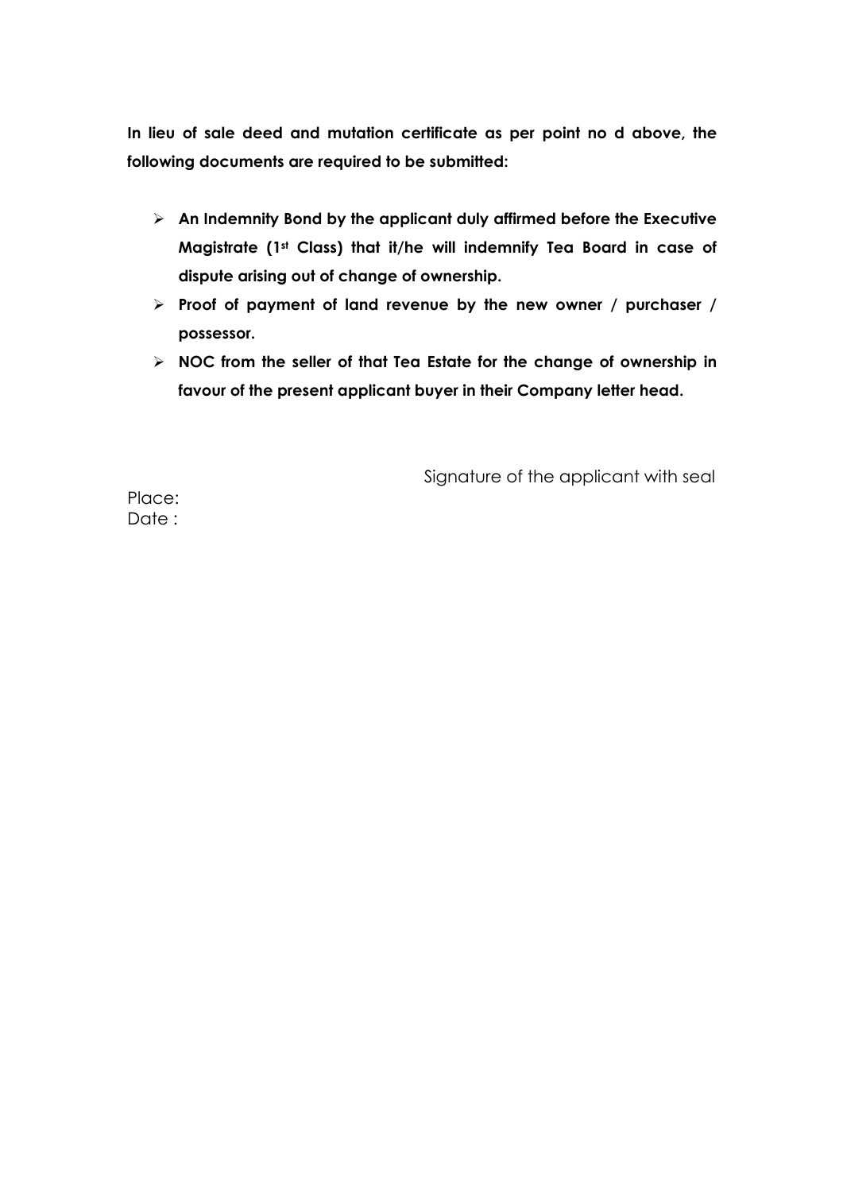**In lieu of sale deed and mutation certificate as per point no d above, the following documents are required to be submitted:**

- **An Indemnity Bond by the applicant duly affirmed before the Executive Magistrate (1st Class) that it/he will indemnify Tea Board in case of dispute arising out of change of ownership.**
- **Proof of payment of land revenue by the new owner / purchaser / possessor.**
- **NOC from the seller of that Tea Estate for the change of ownership in favour of the present applicant buyer in their Company letter head.**

Signature of the applicant with seal

Place:
Date :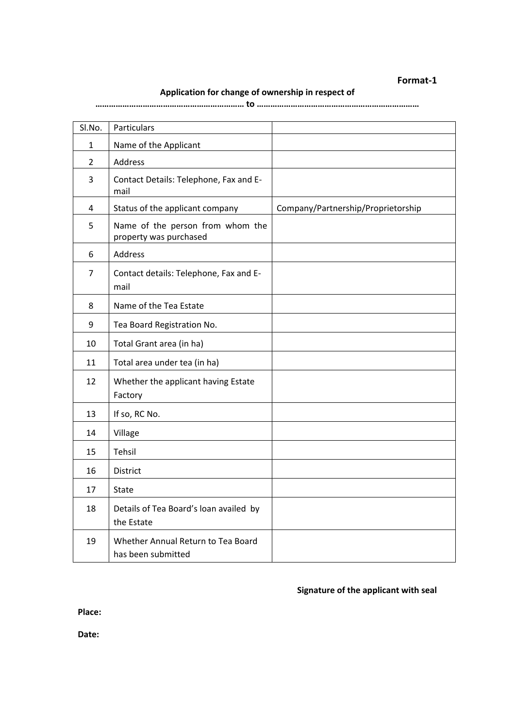**Format-1**

**Application for change of ownership in respect of**
**………………………………………………………. to ………………………………………………………………**

| Sl.No. | Particulars | |
|---|---|---|
| 1 | Name of the Applicant | |
| 2 | Address | |
| 3 | Contact Details: Telephone, Fax and E-mail | |
| 4 | Status of the applicant company | Company/Partnership/Proprietorship |
| 5 | Name of the person from whom the property was purchased | |
| 6 | Address | |
| 7 | Contact details: Telephone, Fax and E-mail | |
| 8 | Name of the Tea Estate | |
| 9 | Tea Board Registration No. | |
| 10 | Total Grant area (in ha) | |
| 11 | Total area under tea (in ha) | |
| 12 | Whether the applicant having Estate Factory | |
| 13 | If so, RC No. | |
| 14 | Village | |
| 15 | Tehsil | |
| 16 | District | |
| 17 | State | |
| 18 | Details of Tea Board's loan availed by the Estate | |
| 19 | Whether Annual Return to Tea Board has been submitted | |

**Signature of the applicant with seal**

**Place:**

**Date:**